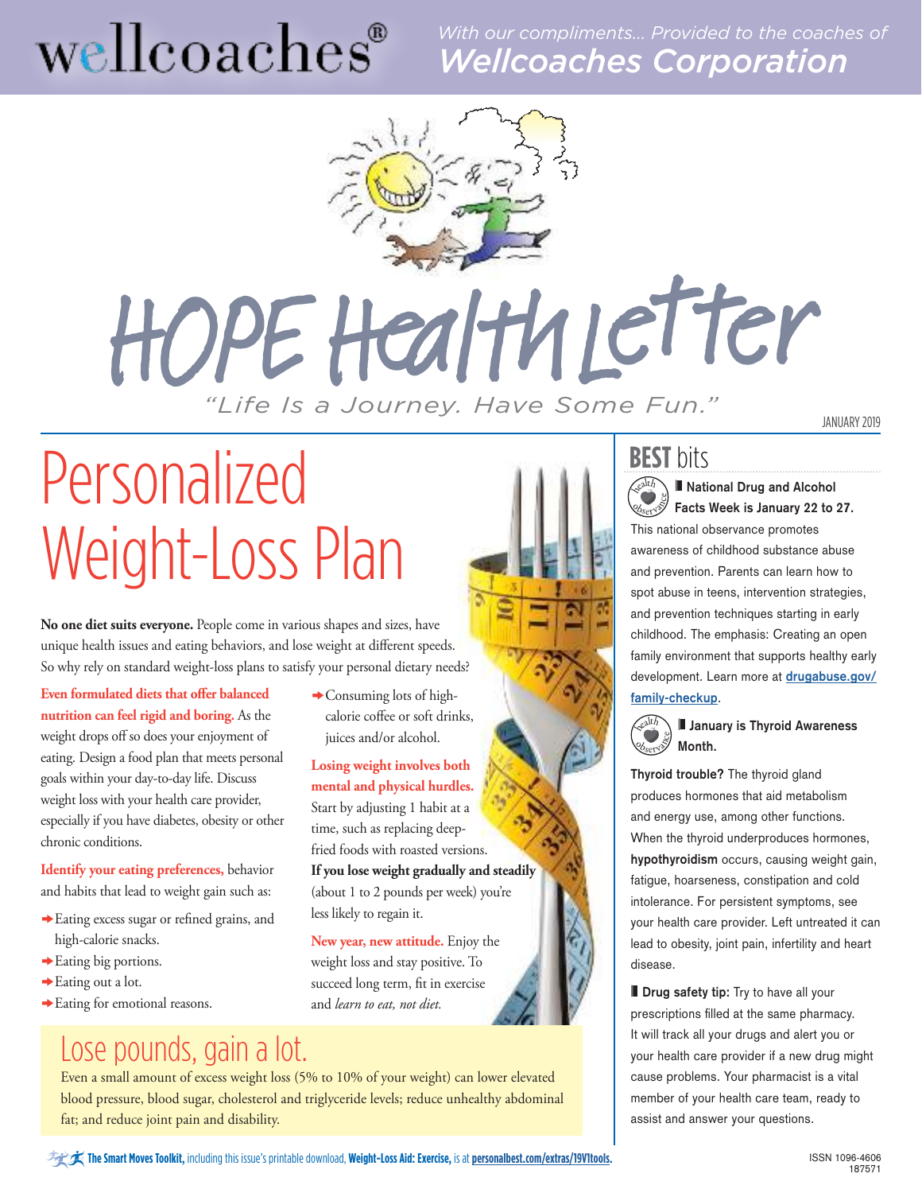wellcoaches®

*With our compliments... Provided to the coaches of*
*Wellcoaches Corporation*

# HOPE Health Letter

*"Life Is a Journey. Have Some Fun."*

JANUARY 2019

# Personalized Weight-Loss Plan

**No one diet suits everyone.** People come in various shapes and sizes, have unique health issues and eating behaviors, and lose weight at different speeds. So why rely on standard weight-loss plans to satisfy your personal dietary needs?

**Even formulated diets that offer balanced nutrition can feel rigid and boring.** As the weight drops off so does your enjoyment of eating. Design a food plan that meets personal goals within your day-to-day life. Discuss weight loss with your health care provider, especially if you have diabetes, obesity or other chronic conditions.

**Identify your eating preferences,** behavior and habits that lead to weight gain such as:

- Eating excess sugar or refined grains, and high-calorie snacks.
- Eating big portions.
- Eating out a lot.
- Eating for emotional reasons.
- Consuming lots of high-calorie coffee or soft drinks, juices and/or alcohol.

**Losing weight involves both mental and physical hurdles.** Start by adjusting 1 habit at a time, such as replacing deep-fried foods with roasted versions. **If you lose weight gradually and steadily** (about 1 to 2 pounds per week) you're less likely to regain it.

**New year, new attitude.** Enjoy the weight loss and stay positive. To succeed long term, fit in exercise and *learn to eat, not diet.*

## Lose pounds, gain a lot.

Even a small amount of excess weight loss (5% to 10% of your weight) can lower elevated blood pressure, blood sugar, cholesterol and triglyceride levels; reduce unhealthy abdominal fat; and reduce joint pain and disability.

## BEST bits

**National Drug and Alcohol Facts Week is January 22 to 27.** This national observance promotes awareness of childhood substance abuse and prevention. Parents can learn how to spot abuse in teens, intervention strategies, and prevention techniques starting in early childhood. The emphasis: Creating an open family environment that supports healthy early development. Learn more at **drugabuse.gov/family-checkup**.

**January is Thyroid Awareness Month.**

**Thyroid trouble?** The thyroid gland produces hormones that aid metabolism and energy use, among other functions. When the thyroid underproduces hormones, **hypothyroidism** occurs, causing weight gain, fatigue, hoarseness, constipation and cold intolerance. For persistent symptoms, see your health care provider. Left untreated it can lead to obesity, joint pain, infertility and heart disease.

**Drug safety tip:** Try to have all your prescriptions filled at the same pharmacy. It will track all your drugs and alert you or your health care provider if a new drug might cause problems. Your pharmacist is a vital member of your health care team, ready to assist and answer your questions.

**The Smart Moves Toolkit,** including this issue's printable download, **Weight-Loss Aid: Exercise,** is at **personalbest.com/extras/19V1tools.**

ISSN 1096-4606
187571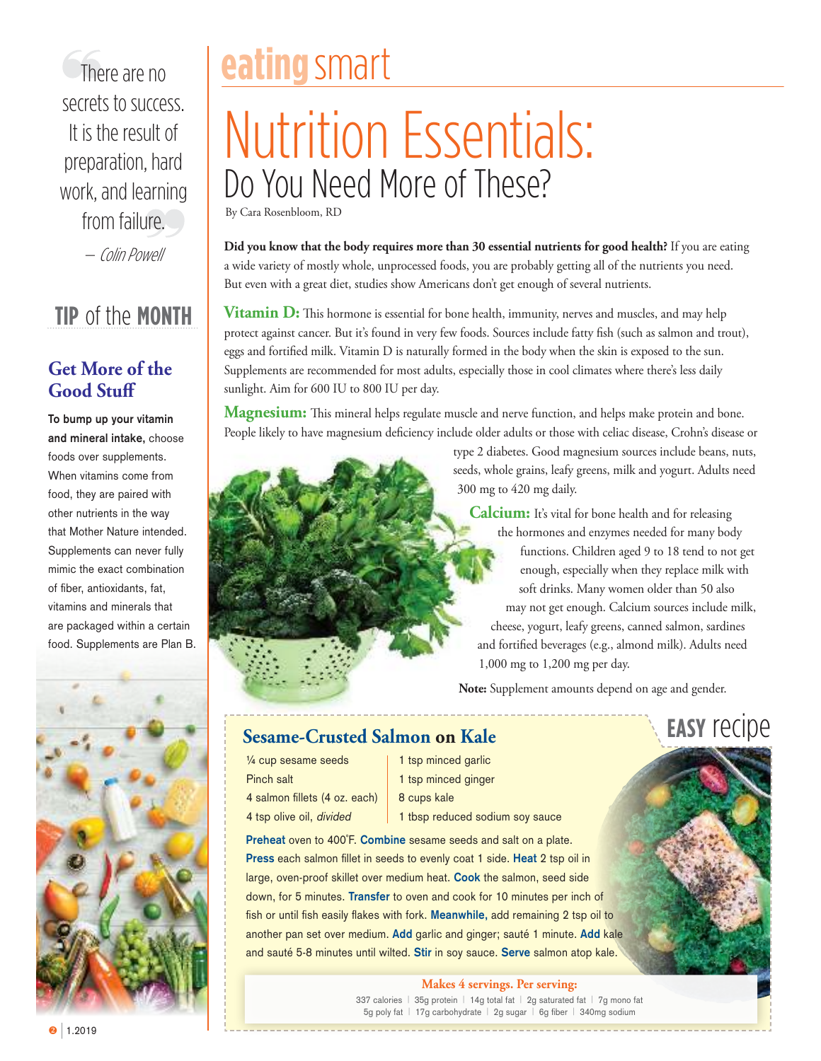> There are no secrets to success. It is the result of preparation, hard work, and learning from failure.
>
> — *Colin Powell*

## TIP of the MONTH

### Get More of the Good Stuff

**To bump up your vitamin and mineral intake,** choose foods over supplements. When vitamins come from food, they are paired with other nutrients in the way that Mother Nature intended. Supplements can never fully mimic the exact combination of fiber, antioxidants, fat, vitamins and minerals that are packaged within a certain food. Supplements are Plan B.

# eating smart

# Nutrition Essentials:

## Do You Need More of These?

By Cara Rosenbloom, RD

**Did you know that the body requires more than 30 essential nutrients for good health?** If you are eating a wide variety of mostly whole, unprocessed foods, you are probably getting all of the nutrients you need. But even with a great diet, studies show Americans don't get enough of several nutrients.

**Vitamin D:** This hormone is essential for bone health, immunity, nerves and muscles, and may help protect against cancer. But it's found in very few foods. Sources include fatty fish (such as salmon and trout), eggs and fortified milk. Vitamin D is naturally formed in the body when the skin is exposed to the sun. Supplements are recommended for most adults, especially those in cool climates where there's less daily sunlight. Aim for 600 IU to 800 IU per day.

**Magnesium:** This mineral helps regulate muscle and nerve function, and helps make protein and bone. People likely to have magnesium deficiency include older adults or those with celiac disease, Crohn's disease or type 2 diabetes. Good magnesium sources include beans, nuts, seeds, whole grains, leafy greens, milk and yogurt. Adults need 300 mg to 420 mg daily.

**Calcium:** It's vital for bone health and for releasing the hormones and enzymes needed for many body functions. Children aged 9 to 18 tend to not get enough, especially when they replace milk with soft drinks. Many women older than 50 also may not get enough. Calcium sources include milk, cheese, yogurt, leafy greens, canned salmon, sardines and fortified beverages (e.g., almond milk). Adults need 1,000 mg to 1,200 mg per day.

**Note:** Supplement amounts depend on age and gender.

## EASY recipe

### Sesame-Crusted Salmon on Kale

- ¼ cup sesame seeds
- Pinch salt
- 4 salmon fillets (4 oz. each)
- 4 tsp olive oil, *divided*
- 1 tsp minced garlic
- 1 tsp minced ginger
- 8 cups kale
- 1 tbsp reduced sodium soy sauce

**Preheat** oven to 400°F. **Combine** sesame seeds and salt on a plate. **Press** each salmon fillet in seeds to evenly coat 1 side. **Heat** 2 tsp oil in large, oven-proof skillet over medium heat. **Cook** the salmon, seed side down, for 5 minutes. **Transfer** to oven and cook for 10 minutes per inch of fish or until fish easily flakes with fork. **Meanwhile,** add remaining 2 tsp oil to another pan set over medium. **Add** garlic and ginger; sauté 1 minute. **Add** kale and sauté 5-8 minutes until wilted. **Stir** in soy sauce. **Serve** salmon atop kale.

**Makes 4 servings. Per serving:**

337 calories | 35g protein | 14g total fat | 2g saturated fat | 7g mono fat | 5g poly fat | 17g carbohydrate | 2g sugar | 6g fiber | 340mg sodium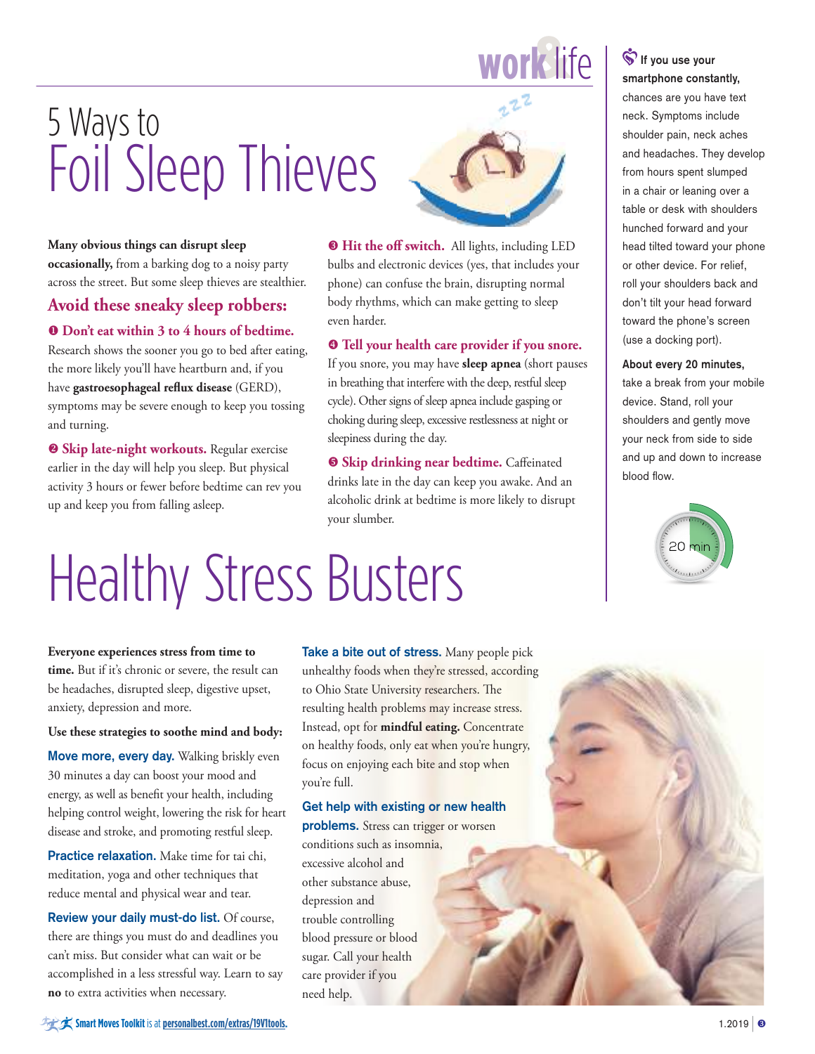# 5 Ways to Foil Sleep Thieves

**Many obvious things can disrupt sleep occasionally,** from a barking dog to a noisy party across the street. But some sleep thieves are stealthier.

## Avoid these sneaky sleep robbers:

**❶ Don't eat within 3 to 4 hours of bedtime.** Research shows the sooner you go to bed after eating, the more likely you'll have heartburn and, if you have **gastroesophageal reflux disease** (GERD), symptoms may be severe enough to keep you tossing and turning.

**❷ Skip late-night workouts.** Regular exercise earlier in the day will help you sleep. But physical activity 3 hours or fewer before bedtime can rev you up and keep you from falling asleep.

**❸ Hit the off switch.** All lights, including LED bulbs and electronic devices (yes, that includes your phone) can confuse the brain, disrupting normal body rhythms, which can make getting to sleep even harder.

**❹ Tell your health care provider if you snore.** If you snore, you may have **sleep apnea** (short pauses in breathing that interfere with the deep, restful sleep cycle). Other signs of sleep apnea include gasping or choking during sleep, excessive restlessness at night or sleepiness during the day.

**❺ Skip drinking near bedtime.** Caffeinated drinks late in the day can keep you awake. And an alcoholic drink at bedtime is more likely to disrupt your slumber.

**If you use your smartphone constantly,** chances are you have text neck. Symptoms include shoulder pain, neck aches and headaches. They develop from hours spent slumped in a chair or leaning over a table or desk with shoulders hunched forward and your head tilted toward your phone or other device. For relief, roll your shoulders back and don't tilt your head forward toward the phone's screen (use a docking port).

**About every 20 minutes,** take a break from your mobile device. Stand, roll your shoulders and gently move your neck from side to side and up and down to increase blood flow.

20 min

# Healthy Stress Busters

**Everyone experiences stress from time to time.** But if it's chronic or severe, the result can be headaches, disrupted sleep, digestive upset, anxiety, depression and more.

**Use these strategies to soothe mind and body:**

**Move more, every day.** Walking briskly even 30 minutes a day can boost your mood and energy, as well as benefit your health, including helping control weight, lowering the risk for heart disease and stroke, and promoting restful sleep.

**Practice relaxation.** Make time for tai chi, meditation, yoga and other techniques that reduce mental and physical wear and tear.

**Review your daily must-do list.** Of course, there are things you must do and deadlines you can't miss. But consider what can wait or be accomplished in a less stressful way. Learn to say **no** to extra activities when necessary.

**Take a bite out of stress.** Many people pick unhealthy foods when they're stressed, according to Ohio State University researchers. The resulting health problems may increase stress. Instead, opt for **mindful eating.** Concentrate on healthy foods, only eat when you're hungry, focus on enjoying each bite and stop when you're full.

**Get help with existing or new health problems.** Stress can trigger or worsen conditions such as insomnia, excessive alcohol and other substance abuse, depression and trouble controlling blood pressure or blood sugar. Call your health care provider if you need help.

**Smart Moves Toolkit** is at personalbest.com/extras/19V1tools.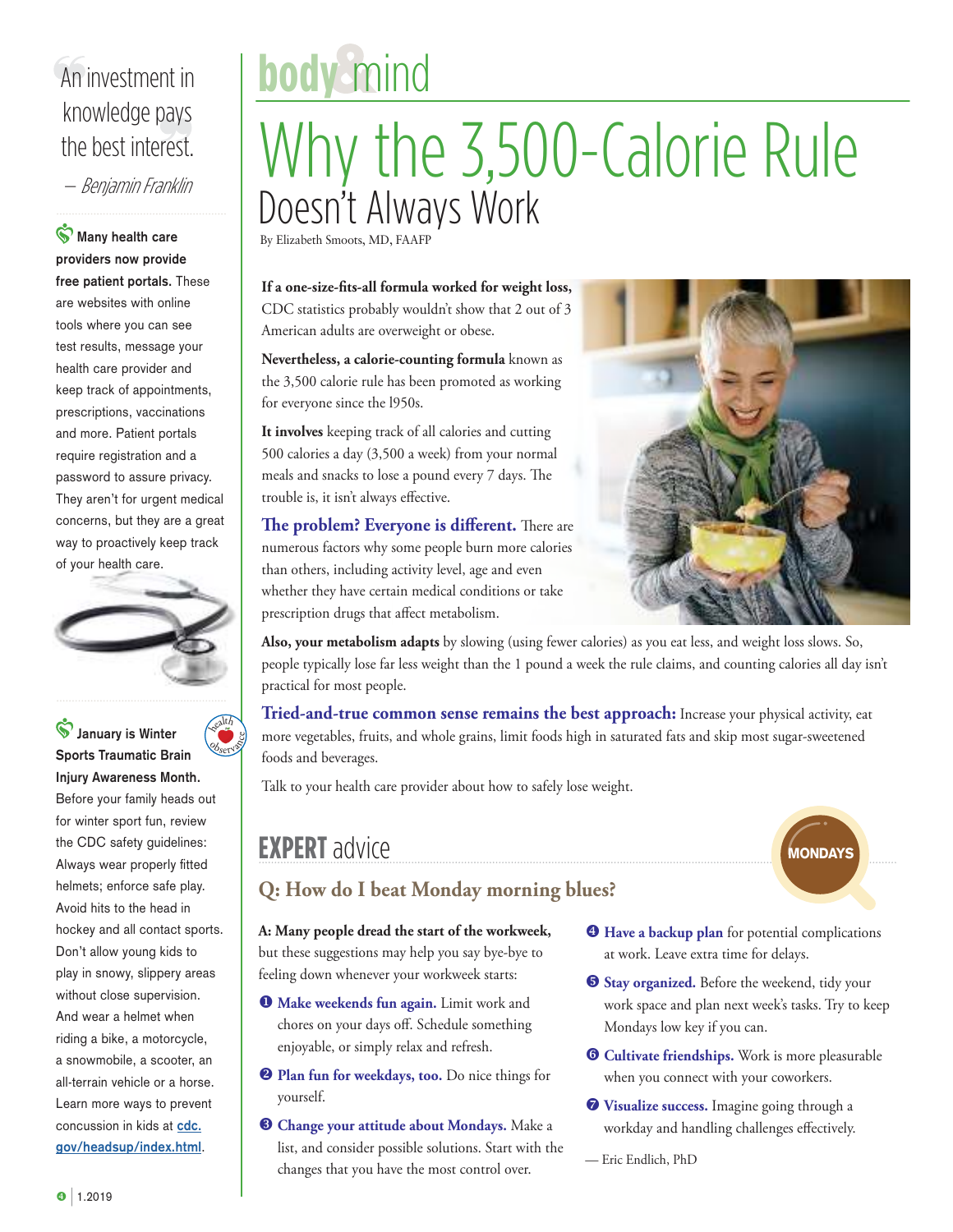# body & mind

# Why the 3,500-Calorie Rule Doesn't Always Work

By Elizabeth Smoots, MD, FAAFP

**If a one-size-fits-all formula worked for weight loss,** CDC statistics probably wouldn't show that 2 out of 3 American adults are overweight or obese.

**Nevertheless, a calorie-counting formula** known as the 3,500 calorie rule has been promoted as working for everyone since the 1950s.

**It involves** keeping track of all calories and cutting 500 calories a day (3,500 a week) from your normal meals and snacks to lose a pound every 7 days. The trouble is, it isn't always effective.

**The problem? Everyone is different.** There are numerous factors why some people burn more calories than others, including activity level, age and even whether they have certain medical conditions or take prescription drugs that affect metabolism.

**Also, your metabolism adapts** by slowing (using fewer calories) as you eat less, and weight loss slows. So, people typically lose far less weight than the 1 pound a week the rule claims, and counting calories all day isn't practical for most people.

**Tried-and-true common sense remains the best approach:** Increase your physical activity, eat more vegetables, fruits, and whole grains, limit foods high in saturated fats and skip most sugar-sweetened foods and beverages.

Talk to your health care provider about how to safely lose weight.

## EXPERT advice

### Q: How do I beat Monday morning blues?

**A: Many people dread the start of the workweek,** but these suggestions may help you say bye-bye to feeling down whenever your workweek starts:

1. **Make weekends fun again.** Limit work and chores on your days off. Schedule something enjoyable, or simply relax and refresh.
2. **Plan fun for weekdays, too.** Do nice things for yourself.
3. **Change your attitude about Mondays.** Make a list, and consider possible solutions. Start with the changes that you have the most control over.
4. **Have a backup plan** for potential complications at work. Leave extra time for delays.
5. **Stay organized.** Before the weekend, tidy your work space and plan next week's tasks. Try to keep Mondays low key if you can.
6. **Cultivate friendships.** Work is more pleasurable when you connect with your coworkers.
7. **Visualize success.** Imagine going through a workday and handling challenges effectively.

— Eric Endlich, PhD

---

"An investment in knowledge pays the best interest."

— *Benjamin Franklin*

**Many health care providers now provide free patient portals.** These are websites with online tools where you can see test results, message your health care provider and keep track of appointments, prescriptions, vaccinations and more. Patient portals require registration and a password to assure privacy. They aren't for urgent medical concerns, but they are a great way to proactively keep track of your health care.

**January is Winter Sports Traumatic Brain Injury Awareness Month.** Before your family heads out for winter sport fun, review the CDC safety guidelines: Always wear properly fitted helmets; enforce safe play. Avoid hits to the head in hockey and all contact sports. Don't allow young kids to play in snowy, slippery areas without close supervision. And wear a helmet when riding a bike, a motorcycle, a snowmobile, a scooter, an all-terrain vehicle or a horse. Learn more ways to prevent concussion in kids at cdc.gov/headsup/index.html.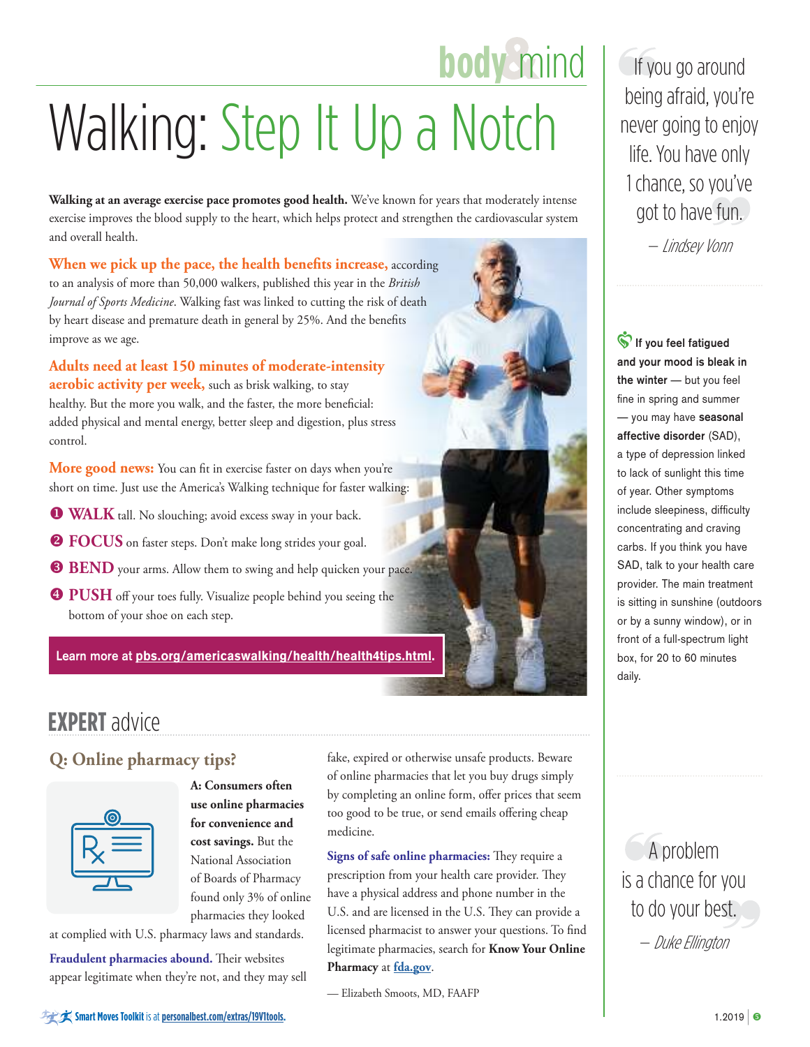body&mind

# Walking: Step It Up a Notch

**Walking at an average exercise pace promotes good health.** We've known for years that moderately intense exercise improves the blood supply to the heart, which helps protect and strengthen the cardiovascular system and overall health.

**When we pick up the pace, the health benefits increase,** according to an analysis of more than 50,000 walkers, published this year in the *British Journal of Sports Medicine*. Walking fast was linked to cutting the risk of death by heart disease and premature death in general by 25%. And the benefits improve as we age.

**Adults need at least 150 minutes of moderate-intensity aerobic activity per week,** such as brisk walking, to stay healthy. But the more you walk, and the faster, the more beneficial: added physical and mental energy, better sleep and digestion, plus stress control.

**More good news:** You can fit in exercise faster on days when you're short on time. Just use the America's Walking technique for faster walking:

1. **WALK** tall. No slouching; avoid excess sway in your back.
2. **FOCUS** on faster steps. Don't make long strides your goal.
3. **BEND** your arms. Allow them to swing and help quicken your pace.
4. **PUSH** off your toes fully. Visualize people behind you seeing the bottom of your shoe on each step.

**Learn more at pbs.org/americaswalking/health/health4tips.html.**

> If you go around being afraid, you're never going to enjoy life. You have only 1 chance, so you've got to have fun.
>
> — *Lindsey Vonn*

**If you feel fatigued and your mood is bleak in the winter** — but you feel fine in spring and summer — you may have **seasonal affective disorder** (SAD), a type of depression linked to lack of sunlight this time of year. Other symptoms include sleepiness, difficulty concentrating and craving carbs. If you think you have SAD, talk to your health care provider. The main treatment is sitting in sunshine (outdoors or by a sunny window), or in front of a full-spectrum light box, for 20 to 60 minutes daily.

## EXPERT advice

### Q: Online pharmacy tips?

**A: Consumers often use online pharmacies for convenience and cost savings.** But the National Association of Boards of Pharmacy found only 3% of online pharmacies they looked at complied with U.S. pharmacy laws and standards.

**Fraudulent pharmacies abound.** Their websites appear legitimate when they're not, and they may sell fake, expired or otherwise unsafe products. Beware of online pharmacies that let you buy drugs simply by completing an online form, offer prices that seem too good to be true, or send emails offering cheap medicine.

**Signs of safe online pharmacies:** They require a prescription from your health care provider. They have a physical address and phone number in the U.S. and are licensed in the U.S. They can provide a licensed pharmacist to answer your questions. To find legitimate pharmacies, search for **Know Your Online Pharmacy** at fda.gov.

— Elizabeth Smoots, MD, FAAFP

> A problem is a chance for you to do your best.
>
> — *Duke Ellington*

**Smart Moves Toolkit** is at personalbest.com/extras/19V1tools.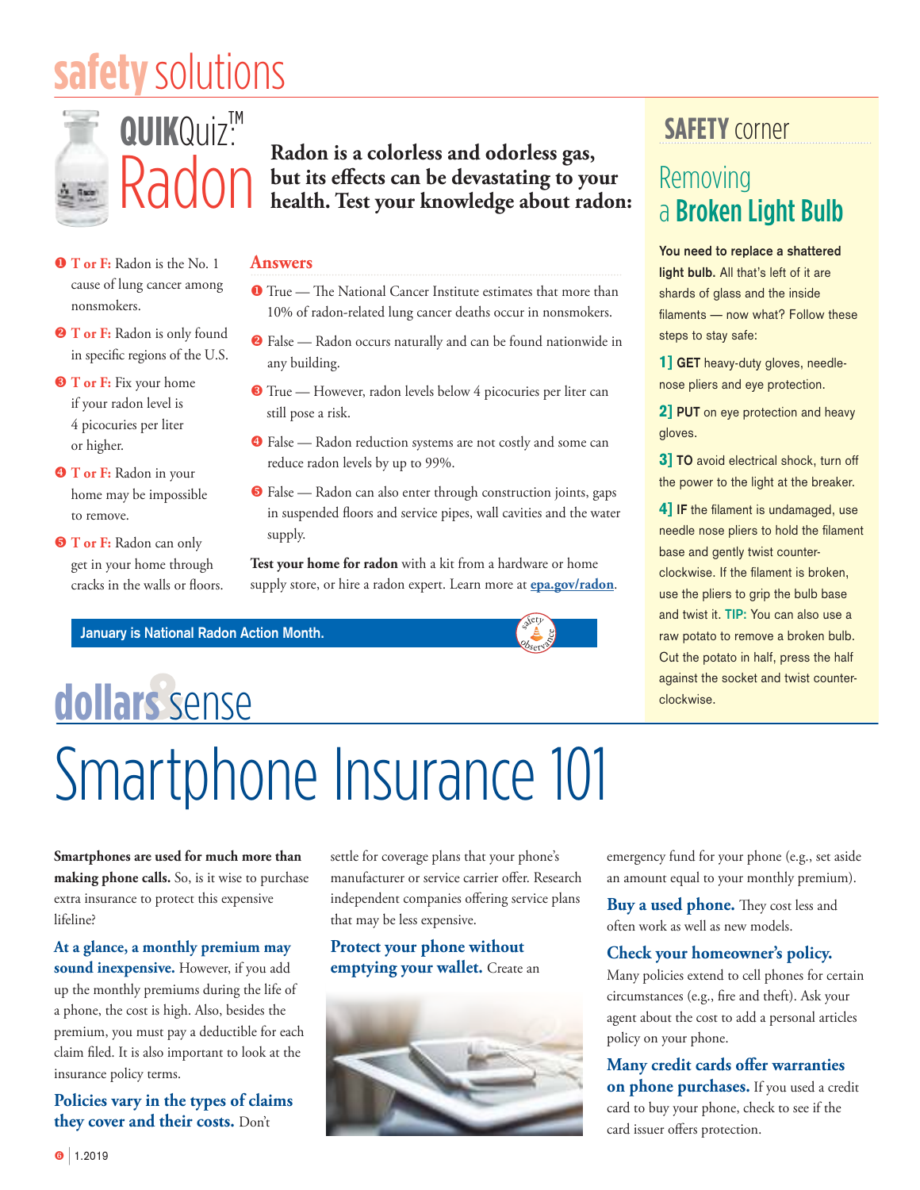# safety solutions

## QUIKQuiz:™ Radon

**Radon is a colorless and odorless gas, but its effects can be devastating to your health. Test your knowledge about radon:**

1. **T or F:** Radon is the No. 1 cause of lung cancer among nonsmokers.
2. **T or F:** Radon is only found in specific regions of the U.S.
3. **T or F:** Fix your home if your radon level is 4 picocuries per liter or higher.
4. **T or F:** Radon in your home may be impossible to remove.
5. **T or F:** Radon can only get in your home through cracks in the walls or floors.

### Answers

1. True — The National Cancer Institute estimates that more than 10% of radon-related lung cancer deaths occur in nonsmokers.
2. False — Radon occurs naturally and can be found nationwide in any building.
3. True — However, radon levels below 4 picocuries per liter can still pose a risk.
4. False — Radon reduction systems are not costly and some can reduce radon levels by up to 99%.
5. False — Radon can also enter through construction joints, gaps in suspended floors and service pipes, wall cavities and the water supply.

**Test your home for radon** with a kit from a hardware or home supply store, or hire a radon expert. Learn more at **epa.gov/radon**.

January is National Radon Action Month.

## SAFETY corner

### Removing a Broken Light Bulb

**You need to replace a shattered light bulb.** All that's left of it are shards of glass and the inside filaments — now what? Follow these steps to stay safe:

**1] GET** heavy-duty gloves, needle-nose pliers and eye protection.

**2] PUT** on eye protection and heavy gloves.

**3] TO** avoid electrical shock, turn off the power to the light at the breaker.

**4] IF** the filament is undamaged, use needle nose pliers to hold the filament base and gently twist counter-clockwise. If the filament is broken, use the pliers to grip the bulb base and twist it. **TIP:** You can also use a raw potato to remove a broken bulb. Cut the potato in half, press the half against the socket and twist counter-clockwise.

# dollars&sense

## Smartphone Insurance 101

**Smartphones are used for much more than making phone calls.** So, is it wise to purchase extra insurance to protect this expensive lifeline?

**At a glance, a monthly premium may sound inexpensive.** However, if you add up the monthly premiums during the life of a phone, the cost is high. Also, besides the premium, you must pay a deductible for each claim filed. It is also important to look at the insurance policy terms.

**Policies vary in the types of claims they cover and their costs.** Don't settle for coverage plans that your phone's manufacturer or service carrier offer. Research independent companies offering service plans that may be less expensive.

**Protect your phone without emptying your wallet.** Create an emergency fund for your phone (e.g., set aside an amount equal to your monthly premium).

**Buy a used phone.** They cost less and often work as well as new models.

**Check your homeowner's policy.** Many policies extend to cell phones for certain circumstances (e.g., fire and theft). Ask your agent about the cost to add a personal articles policy on your phone.

**Many credit cards offer warranties on phone purchases.** If you used a credit card to buy your phone, check to see if the card issuer offers protection.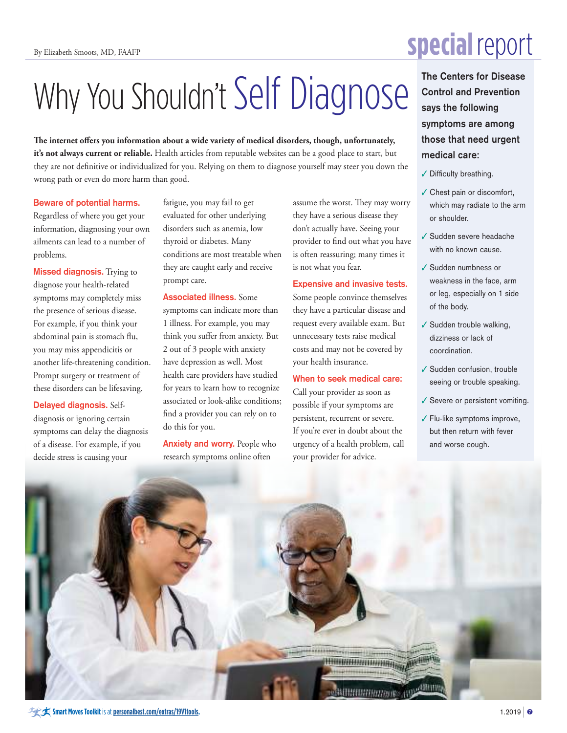By Elizabeth Smoots, MD, FAAFP

**special** report

# Why You Shouldn't Self Diagnose

**The internet offers you information about a wide variety of medical disorders, though, unfortunately, it's not always current or reliable.** Health articles from reputable websites can be a good place to start, but they are not definitive or individualized for you. Relying on them to diagnose yourself may steer you down the wrong path or even do more harm than good.

**Beware of potential harms.** Regardless of where you get your information, diagnosing your own ailments can lead to a number of problems.

**Missed diagnosis.** Trying to diagnose your health-related symptoms may completely miss the presence of serious disease. For example, if you think your abdominal pain is stomach flu, you may miss appendicitis or another life-threatening condition. Prompt surgery or treatment of these disorders can be lifesaving.

**Delayed diagnosis.** Self-diagnosis or ignoring certain symptoms can delay the diagnosis of a disease. For example, if you decide stress is causing your fatigue, you may fail to get evaluated for other underlying disorders such as anemia, low thyroid or diabetes. Many conditions are most treatable when they are caught early and receive prompt care.

**Associated illness.** Some symptoms can indicate more than 1 illness. For example, you may think you suffer from anxiety. But 2 out of 3 people with anxiety have depression as well. Most health care providers have studied for years to learn how to recognize associated or look-alike conditions; find a provider you can rely on to do this for you.

**Anxiety and worry.** People who research symptoms online often assume the worst. They may worry they have a serious disease they don't actually have. Seeing your provider to find out what you have is often reassuring; many times it is not what you fear.

**Expensive and invasive tests.** Some people convince themselves they have a particular disease and request every available exam. But unnecessary tests raise medical costs and may not be covered by your health insurance.

**When to seek medical care:** Call your provider as soon as possible if your symptoms are persistent, recurrent or severe. If you're ever in doubt about the urgency of a health problem, call your provider for advice.

**The Centers for Disease Control and Prevention says the following symptoms are among those that need urgent medical care:**

- ✓ Difficulty breathing.
- ✓ Chest pain or discomfort, which may radiate to the arm or shoulder.
- ✓ Sudden severe headache with no known cause.
- ✓ Sudden numbness or weakness in the face, arm or leg, especially on 1 side of the body.
- ✓ Sudden trouble walking, dizziness or lack of coordination.
- ✓ Sudden confusion, trouble seeing or trouble speaking.
- ✓ Severe or persistent vomiting.
- ✓ Flu-like symptoms improve, but then return with fever and worse cough.

**Smart Moves Toolkit** is at personalbest.com/extras/19V1tools.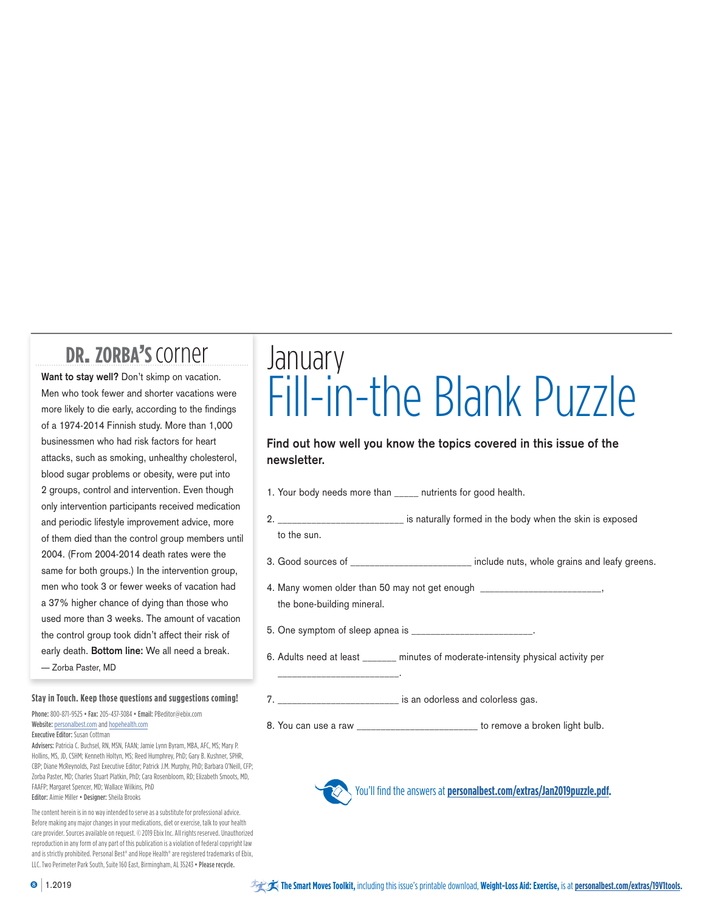## DR. ZORBA'S corner

**Want to stay well?** Don't skimp on vacation. Men who took fewer and shorter vacations were more likely to die early, according to the findings of a 1974-2014 Finnish study. More than 1,000 businessmen who had risk factors for heart attacks, such as smoking, unhealthy cholesterol, blood sugar problems or obesity, were put into 2 groups, control and intervention. Even though only intervention participants received medication and periodic lifestyle improvement advice, more of them died than the control group members until 2004. (From 2004-2014 death rates were the same for both groups.) In the intervention group, men who took 3 or fewer weeks of vacation had a 37% higher chance of dying than those who used more than 3 weeks. The amount of vacation the control group took didn't affect their risk of early death. **Bottom line:** We all need a break.

— Zorba Paster, MD

**Stay in Touch. Keep those questions and suggestions coming!**

**Phone:** 800-871-9525 • **Fax:** 205-437-3084 • **Email:** PBeditor@ebix.com
**Website:** personalbest.com and hopehealth.com
**Executive Editor:** Susan Cottman
**Advisers:** Patricia C. Buchsel, RN, MSN, FAAN; Jamie Lynn Byram, MBA, AFC, MS; Mary P. Hollins, MS, JD, CSHM; Kenneth Holtyn, MS; Reed Humphrey, PhD; Gary B. Kushner, SPHR, CBP; Diane McReynolds, Past Executive Editor; Patrick J.M. Murphy, PhD; Barbara O'Neill, CFP; Zorba Paster, MD; Charles Stuart Platkin, PhD; Cara Rosenbloom, RD; Elizabeth Smoots, MD, FAAFP; Margaret Spencer, MD; Wallace Wilkins, PhD
**Editor:** Aimie Miller • **Designer:** Sheila Brooks

The content herein is in no way intended to serve as a substitute for professional advice. Before making any major changes in your medications, diet or exercise, talk to your health care provider. Sources available on request. © 2019 Ebix Inc. All rights reserved. Unauthorized reproduction in any form of any part of this publication is a violation of federal copyright law and is strictly prohibited. Personal Best® and Hope Health® are registered trademarks of Ebix, LLC. Two Perimeter Park South, Suite 160 East, Birmingham, AL 35243 • **Please recycle.**

# January Fill-in-the Blank Puzzle

**Find out how well you know the topics covered in this issue of the newsletter.**

1. Your body needs more than _____ nutrients for good health.
2. ________________________ is naturally formed in the body when the skin is exposed to the sun.
3. Good sources of ________________________ include nuts, whole grains and leafy greens.
4. Many women older than 50 may not get enough ________________________, the bone-building mineral.
5. One symptom of sleep apnea is ________________________.
6. Adults need at least _______ minutes of moderate-intensity physical activity per ________________________.
7. ________________________ is an odorless and colorless gas.
8. You can use a raw ________________________ to remove a broken light bulb.

You'll find the answers at **personalbest.com/extras/Jan2019puzzle.pdf.**

**The Smart Moves Toolkit,** including this issue's printable download, **Weight-Loss Aid: Exercise,** is at **personalbest.com/extras/19V1tools.**